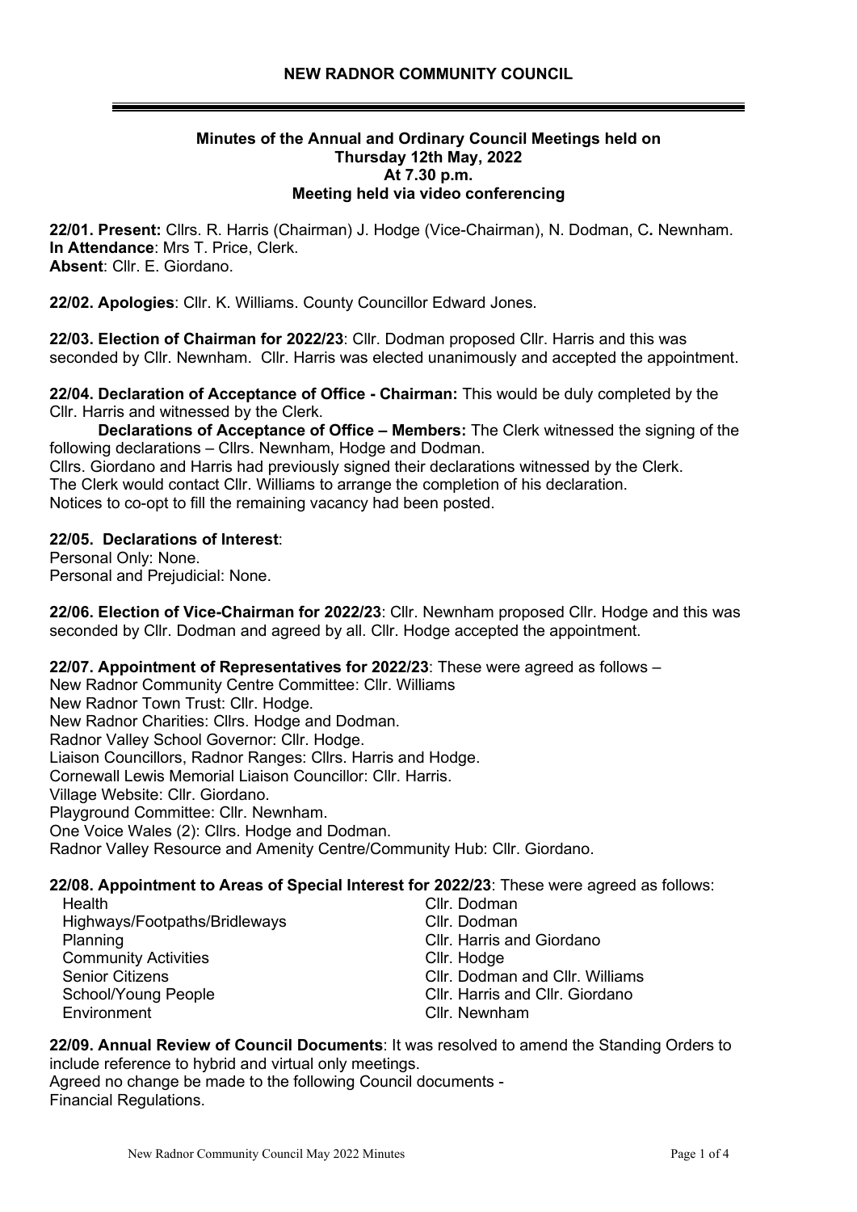## NEW RADNOR COMMUNITY COUNCIL

### Minutes of the Annual and Ordinary Council Meetings held on Thursday 12th May, 2022 At 7.30 p.m. Meeting held via video conferencing

**22/01. Present:** Cllrs. R. Harris (Chairman) J. Hodge (Vice-Chairman), N. Dodman, C**.** Newnham.
**In Attendance**: Mrs T. Price, Clerk.
**Absent**: Cllr. E. Giordano.

**22/02. Apologies**: Cllr. K. Williams. County Councillor Edward Jones.

**22/03. Election of Chairman for 2022/23**: Cllr. Dodman proposed Cllr. Harris and this was seconded by Cllr. Newnham. Cllr. Harris was elected unanimously and accepted the appointment.

**22/04. Declaration of Acceptance of Office - Chairman:** This would be duly completed by the Cllr. Harris and witnessed by the Clerk.

**Declarations of Acceptance of Office – Members:** The Clerk witnessed the signing of the following declarations – Cllrs. Newnham, Hodge and Dodman.
Cllrs. Giordano and Harris had previously signed their declarations witnessed by the Clerk.
The Clerk would contact Cllr. Williams to arrange the completion of his declaration.
Notices to co-opt to fill the remaining vacancy had been posted.

**22/05. Declarations of Interest**:
Personal Only: None.
Personal and Prejudicial: None.

**22/06. Election of Vice-Chairman for 2022/23**: Cllr. Newnham proposed Cllr. Hodge and this was seconded by Cllr. Dodman and agreed by all. Cllr. Hodge accepted the appointment.

**22/07. Appointment of Representatives for 2022/23**: These were agreed as follows –
New Radnor Community Centre Committee: Cllr. Williams
New Radnor Town Trust: Cllr. Hodge.
New Radnor Charities: Cllrs. Hodge and Dodman.
Radnor Valley School Governor: Cllr. Hodge.
Liaison Councillors, Radnor Ranges: Cllrs. Harris and Hodge.
Cornewall Lewis Memorial Liaison Councillor: Cllr. Harris.
Village Website: Cllr. Giordano.
Playground Committee: Cllr. Newnham.
One Voice Wales (2): Cllrs. Hodge and Dodman.
Radnor Valley Resource and Amenity Centre/Community Hub: Cllr. Giordano.

**22/08. Appointment to Areas of Special Interest for 2022/23**: These were agreed as follows:

| | |
|---|---|
| Health | Cllr. Dodman |
| Highways/Footpaths/Bridleways | Cllr. Dodman |
| Planning | Cllr. Harris and Giordano |
| Community Activities | Cllr. Hodge |
| Senior Citizens | Cllr. Dodman and Cllr. Williams |
| School/Young People | Cllr. Harris and Cllr. Giordano |
| Environment | Cllr. Newnham |

**22/09. Annual Review of Council Documents**: It was resolved to amend the Standing Orders to include reference to hybrid and virtual only meetings.
Agreed no change be made to the following Council documents -
Financial Regulations.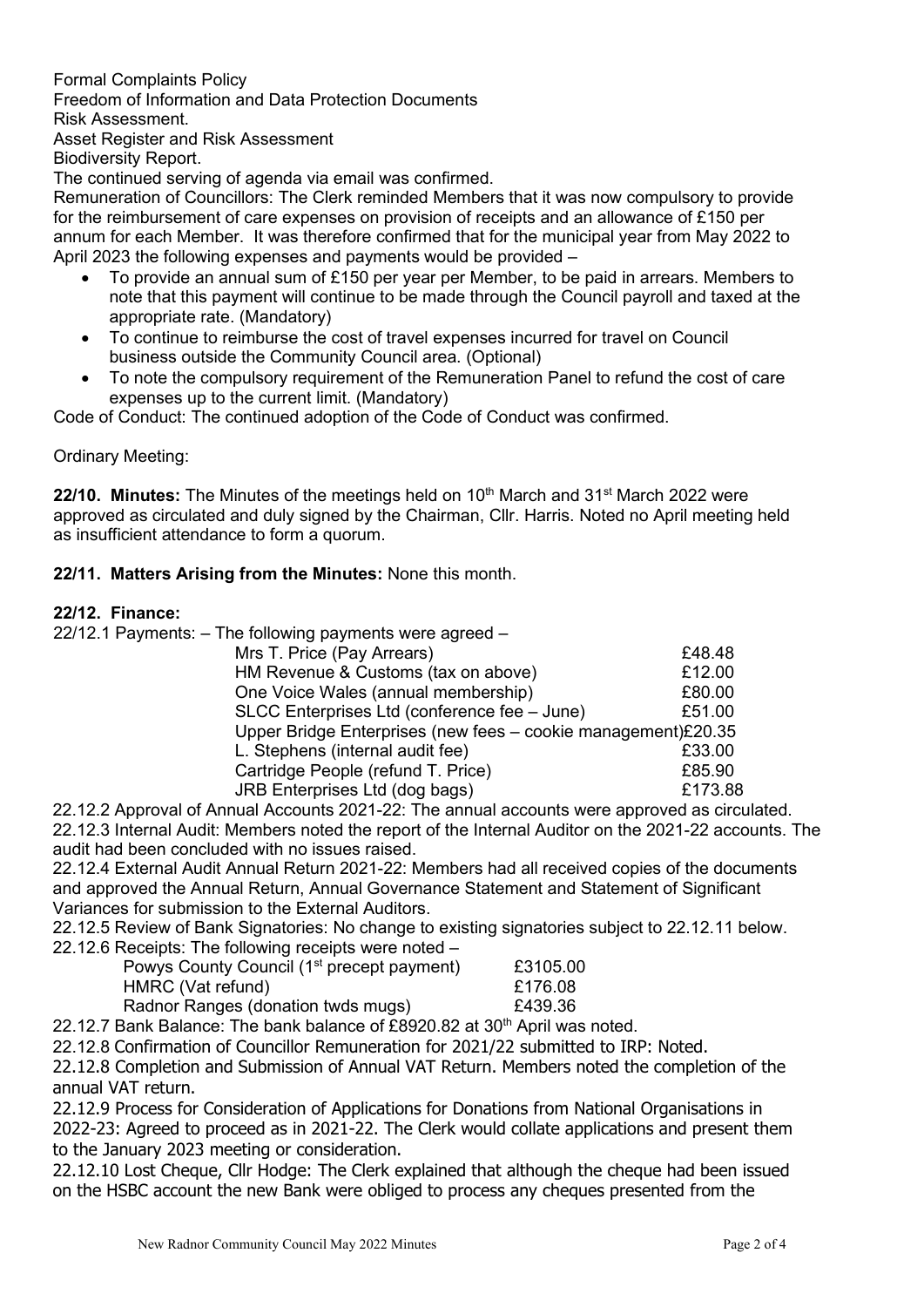Formal Complaints Policy
Freedom of Information and Data Protection Documents
Risk Assessment.
Asset Register and Risk Assessment
Biodiversity Report.
The continued serving of agenda via email was confirmed.
Remuneration of Councillors: The Clerk reminded Members that it was now compulsory to provide for the reimbursement of care expenses on provision of receipts and an allowance of £150 per annum for each Member. It was therefore confirmed that for the municipal year from May 2022 to April 2023 the following expenses and payments would be provided –

- To provide an annual sum of £150 per year per Member, to be paid in arrears. Members to note that this payment will continue to be made through the Council payroll and taxed at the appropriate rate. (Mandatory)
- To continue to reimburse the cost of travel expenses incurred for travel on Council business outside the Community Council area. (Optional)
- To note the compulsory requirement of the Remuneration Panel to refund the cost of care expenses up to the current limit. (Mandatory)

Code of Conduct: The continued adoption of the Code of Conduct was confirmed.

Ordinary Meeting:

**22/10. Minutes:** The Minutes of the meetings held on 10th March and 31st March 2022 were approved as circulated and duly signed by the Chairman, Cllr. Harris. Noted no April meeting held as insufficient attendance to form a quorum.

**22/11. Matters Arising from the Minutes:** None this month.

**22/12. Finance:**

22/12.1 Payments: – The following payments were agreed –

| | |
|---|---|
| Mrs T. Price (Pay Arrears) | £48.48 |
| HM Revenue & Customs (tax on above) | £12.00 |
| One Voice Wales (annual membership) | £80.00 |
| SLCC Enterprises Ltd (conference fee – June) | £51.00 |
| Upper Bridge Enterprises (new fees – cookie management) | £20.35 |
| L. Stephens (internal audit fee) | £33.00 |
| Cartridge People (refund T. Price) | £85.90 |
| JRB Enterprises Ltd (dog bags) | £173.88 |

22.12.2 Approval of Annual Accounts 2021-22: The annual accounts were approved as circulated.
22.12.3 Internal Audit: Members noted the report of the Internal Auditor on the 2021-22 accounts. The audit had been concluded with no issues raised.
22.12.4 External Audit Annual Return 2021-22: Members had all received copies of the documents and approved the Annual Return, Annual Governance Statement and Statement of Significant Variances for submission to the External Auditors.
22.12.5 Review of Bank Signatories: No change to existing signatories subject to 22.12.11 below.
22.12.6 Receipts: The following receipts were noted –

| | |
|---|---|
| Powys County Council (1st precept payment) | £3105.00 |
| HMRC (Vat refund) | £176.08 |
| Radnor Ranges (donation twds mugs) | £439.36 |

22.12.7 Bank Balance: The bank balance of £8920.82 at 30th April was noted.
22.12.8 Confirmation of Councillor Remuneration for 2021/22 submitted to IRP: Noted.
22.12.8 Completion and Submission of Annual VAT Return. Members noted the completion of the annual VAT return.
22.12.9 Process for Consideration of Applications for Donations from National Organisations in 2022-23: Agreed to proceed as in 2021-22. The Clerk would collate applications and present them to the January 2023 meeting or consideration.
22.12.10 Lost Cheque, Cllr Hodge: The Clerk explained that although the cheque had been issued on the HSBC account the new Bank were obliged to process any cheques presented from the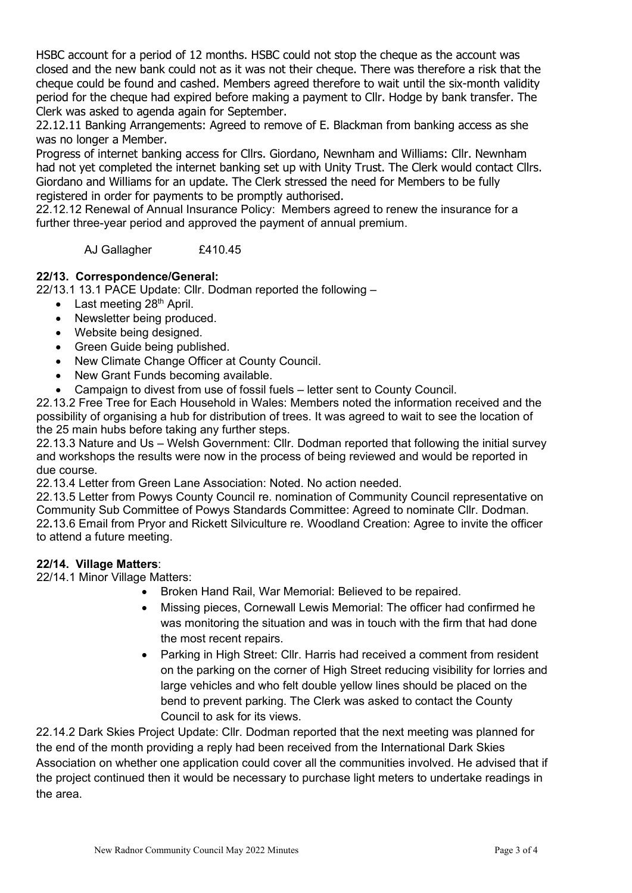HSBC account for a period of 12 months. HSBC could not stop the cheque as the account was closed and the new bank could not as it was not their cheque. There was therefore a risk that the cheque could be found and cashed. Members agreed therefore to wait until the six-month validity period for the cheque had expired before making a payment to Cllr. Hodge by bank transfer. The Clerk was asked to agenda again for September.

22.12.11 Banking Arrangements: Agreed to remove of E. Blackman from banking access as she was no longer a Member.

Progress of internet banking access for Cllrs. Giordano, Newnham and Williams: Cllr. Newnham had not yet completed the internet banking set up with Unity Trust. The Clerk would contact Cllrs. Giordano and Williams for an update. The Clerk stressed the need for Members to be fully registered in order for payments to be promptly authorised.

22.12.12 Renewal of Annual Insurance Policy: Members agreed to renew the insurance for a further three-year period and approved the payment of annual premium.

AJ Gallagher £410.45

**22/13. Correspondence/General:**

22/13.1 13.1 PACE Update: Cllr. Dodman reported the following –

- Last meeting 28th April.
- Newsletter being produced.
- Website being designed.
- Green Guide being published.
- New Climate Change Officer at County Council.
- New Grant Funds becoming available.
- Campaign to divest from use of fossil fuels – letter sent to County Council.

22.13.2 Free Tree for Each Household in Wales: Members noted the information received and the possibility of organising a hub for distribution of trees. It was agreed to wait to see the location of the 25 main hubs before taking any further steps.

22.13.3 Nature and Us – Welsh Government: Cllr. Dodman reported that following the initial survey and workshops the results were now in the process of being reviewed and would be reported in due course.

22.13.4 Letter from Green Lane Association: Noted. No action needed.

22.13.5 Letter from Powys County Council re. nomination of Community Council representative on Community Sub Committee of Powys Standards Committee: Agreed to nominate Cllr. Dodman.

22.13.6 Email from Pryor and Rickett Silviculture re. Woodland Creation: Agree to invite the officer to attend a future meeting.

**22/14. Village Matters**:

22/14.1 Minor Village Matters:

- Broken Hand Rail, War Memorial: Believed to be repaired.
- Missing pieces, Cornewall Lewis Memorial: The officer had confirmed he was monitoring the situation and was in touch with the firm that had done the most recent repairs.
- Parking in High Street: Cllr. Harris had received a comment from resident on the parking on the corner of High Street reducing visibility for lorries and large vehicles and who felt double yellow lines should be placed on the bend to prevent parking. The Clerk was asked to contact the County Council to ask for its views.

22.14.2 Dark Skies Project Update: Cllr. Dodman reported that the next meeting was planned for the end of the month providing a reply had been received from the International Dark Skies Association on whether one application could cover all the communities involved. He advised that if the project continued then it would be necessary to purchase light meters to undertake readings in the area.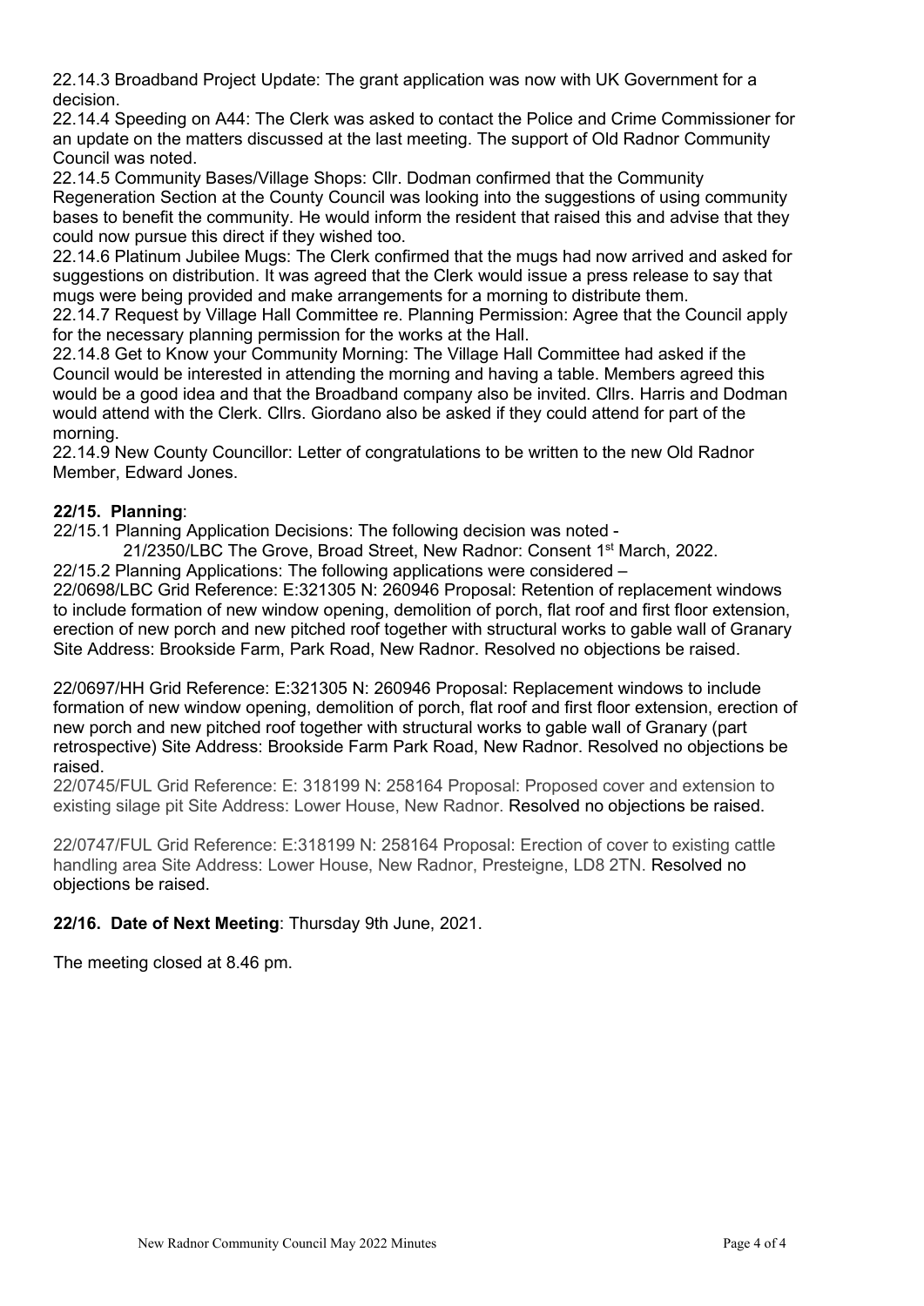22.14.3 Broadband Project Update: The grant application was now with UK Government for a decision.

22.14.4 Speeding on A44: The Clerk was asked to contact the Police and Crime Commissioner for an update on the matters discussed at the last meeting. The support of Old Radnor Community Council was noted.

22.14.5 Community Bases/Village Shops: Cllr. Dodman confirmed that the Community Regeneration Section at the County Council was looking into the suggestions of using community bases to benefit the community. He would inform the resident that raised this and advise that they could now pursue this direct if they wished too.

22.14.6 Platinum Jubilee Mugs: The Clerk confirmed that the mugs had now arrived and asked for suggestions on distribution. It was agreed that the Clerk would issue a press release to say that mugs were being provided and make arrangements for a morning to distribute them.

22.14.7 Request by Village Hall Committee re. Planning Permission: Agree that the Council apply for the necessary planning permission for the works at the Hall.

22.14.8 Get to Know your Community Morning: The Village Hall Committee had asked if the Council would be interested in attending the morning and having a table. Members agreed this would be a good idea and that the Broadband company also be invited. Cllrs. Harris and Dodman would attend with the Clerk. Cllrs. Giordano also be asked if they could attend for part of the morning.

22.14.9 New County Councillor: Letter of congratulations to be written to the new Old Radnor Member, Edward Jones.

**22/15. Planning**:

22/15.1 Planning Application Decisions: The following decision was noted -

21/2350/LBC The Grove, Broad Street, New Radnor: Consent 1st March, 2022.

22/15.2 Planning Applications: The following applications were considered –

22/0698/LBC Grid Reference: E:321305 N: 260946 Proposal: Retention of replacement windows to include formation of new window opening, demolition of porch, flat roof and first floor extension, erection of new porch and new pitched roof together with structural works to gable wall of Granary Site Address: Brookside Farm, Park Road, New Radnor. Resolved no objections be raised.

22/0697/HH Grid Reference: E:321305 N: 260946 Proposal: Replacement windows to include formation of new window opening, demolition of porch, flat roof and first floor extension, erection of new porch and new pitched roof together with structural works to gable wall of Granary (part retrospective) Site Address: Brookside Farm Park Road, New Radnor. Resolved no objections be raised.

22/0745/FUL Grid Reference: E: 318199 N: 258164 Proposal: Proposed cover and extension to existing silage pit Site Address: Lower House, New Radnor. Resolved no objections be raised.

22/0747/FUL Grid Reference: E:318199 N: 258164 Proposal: Erection of cover to existing cattle handling area Site Address: Lower House, New Radnor, Presteigne, LD8 2TN. Resolved no objections be raised.

**22/16. Date of Next Meeting**: Thursday 9th June, 2021.

The meeting closed at 8.46 pm.